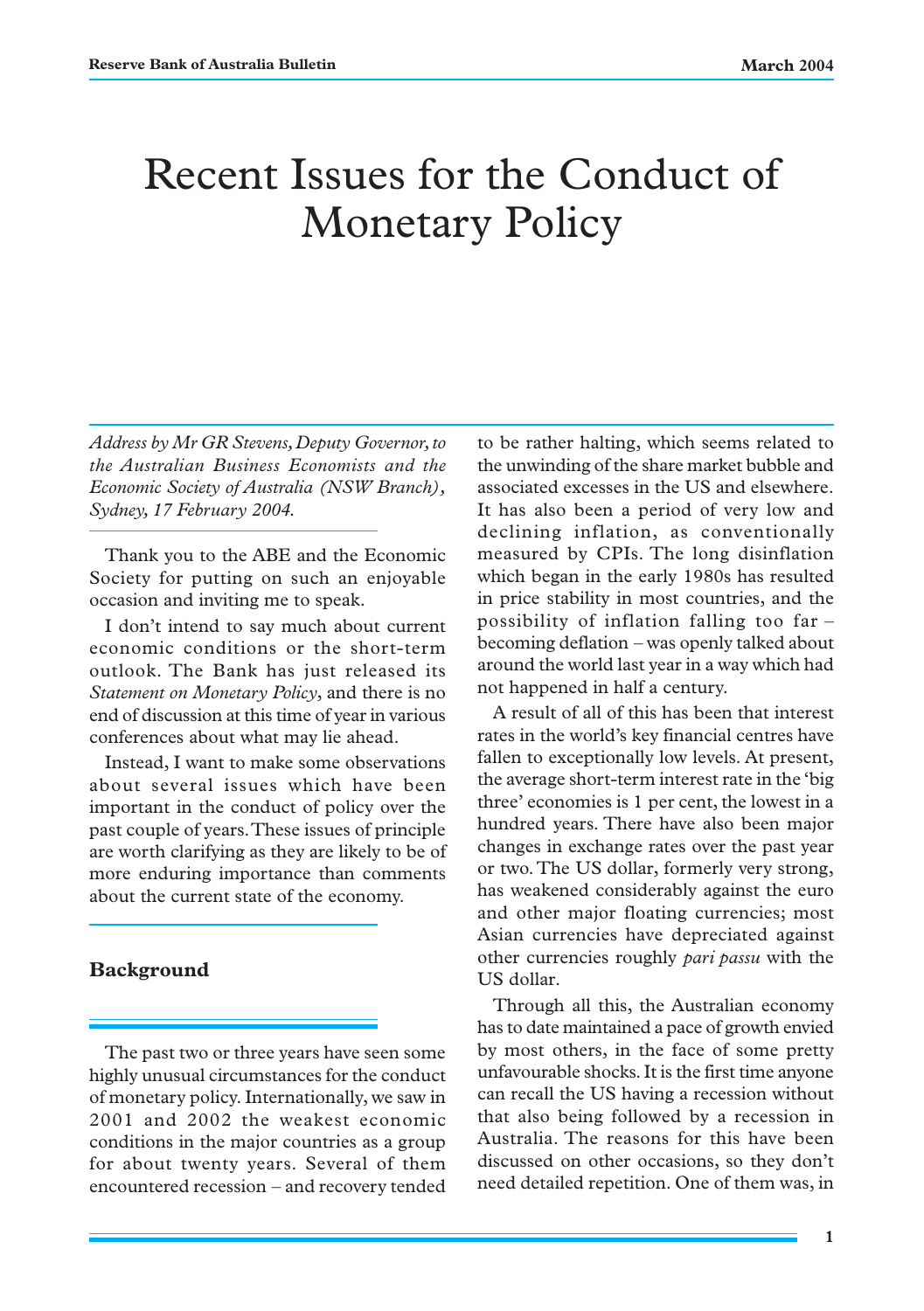# Recent Issues for the Conduct of Monetary Policy

*Address by Mr GR Stevens, Deputy Governor, to the Australian Business Economists and the Economic Society of Australia (NSW Branch), Sydney, 17 February 2004.*

Thank you to the ABE and the Economic Society for putting on such an enjoyable occasion and inviting me to speak.

I don't intend to say much about current economic conditions or the short-term outlook. The Bank has just released its *Statement on Monetary Policy*, and there is no end of discussion at this time of year in various conferences about what may lie ahead.

Instead, I want to make some observations about several issues which have been important in the conduct of policy over the past couple of years. These issues of principle are worth clarifying as they are likely to be of more enduring importance than comments about the current state of the economy.

## Background

The past two or three years have seen some highly unusual circumstances for the conduct of monetary policy. Internationally, we saw in 2001 and 2002 the weakest economic conditions in the major countries as a group for about twenty years. Several of them encountered recession – and recovery tended to be rather halting, which seems related to the unwinding of the share market bubble and associated excesses in the US and elsewhere. It has also been a period of very low and declining inflation, as conventionally measured by CPIs. The long disinflation which began in the early 1980s has resulted in price stability in most countries, and the possibility of inflation falling too far – becoming deflation – was openly talked about around the world last year in a way which had not happened in half a century.

A result of all of this has been that interest rates in the world's key financial centres have fallen to exceptionally low levels. At present, the average short-term interest rate in the 'big three' economies is 1 per cent, the lowest in a hundred years. There have also been major changes in exchange rates over the past year or two. The US dollar, formerly very strong, has weakened considerably against the euro and other major floating currencies; most Asian currencies have depreciated against other currencies roughly *pari passu* with the US dollar.

Through all this, the Australian economy has to date maintained a pace of growth envied by most others, in the face of some pretty unfavourable shocks. It is the first time anyone can recall the US having a recession without that also being followed by a recession in Australia. The reasons for this have been discussed on other occasions, so they don't need detailed repetition. One of them was, in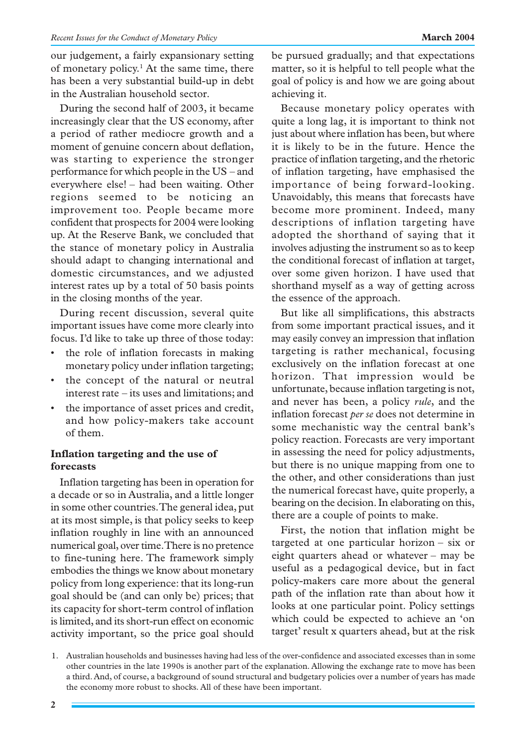our judgement, a fairly expansionary setting of monetary policy.[1] At the same time, there has been a very substantial build-up in debt in the Australian household sector.

During the second half of 2003, it became increasingly clear that the US economy, after a period of rather mediocre growth and a moment of genuine concern about deflation, was starting to experience the stronger performance for which people in the US – and everywhere else! – had been waiting. Other regions seemed to be noticing an improvement too. People became more confident that prospects for 2004 were looking up. At the Reserve Bank, we concluded that the stance of monetary policy in Australia should adapt to changing international and domestic circumstances, and we adjusted interest rates up by a total of 50 basis points in the closing months of the year.

During recent discussion, several quite important issues have come more clearly into focus. I'd like to take up three of those today:

- the role of inflation forecasts in making monetary policy under inflation targeting;
- the concept of the natural or neutral interest rate – its uses and limitations; and
- the importance of asset prices and credit, and how policy-makers take account of them.

## Inflation targeting and the use of forecasts

Inflation targeting has been in operation for a decade or so in Australia, and a little longer in some other countries. The general idea, put at its most simple, is that policy seeks to keep inflation roughly in line with an announced numerical goal, over time. There is no pretence to fine-tuning here. The framework simply embodies the things we know about monetary policy from long experience: that its long-run goal should be (and can only be) prices; that its capacity for short-term control of inflation is limited, and its short-run effect on economic activity important, so the price goal should be pursued gradually; and that expectations matter, so it is helpful to tell people what the goal of policy is and how we are going about achieving it.

Because monetary policy operates with quite a long lag, it is important to think not just about where inflation has been, but where it is likely to be in the future. Hence the practice of inflation targeting, and the rhetoric of inflation targeting, have emphasised the importance of being forward-looking. Unavoidably, this means that forecasts have become more prominent. Indeed, many descriptions of inflation targeting have adopted the shorthand of saying that it involves adjusting the instrument so as to keep the conditional forecast of inflation at target, over some given horizon. I have used that shorthand myself as a way of getting across the essence of the approach.

But like all simplifications, this abstracts from some important practical issues, and it may easily convey an impression that inflation targeting is rather mechanical, focusing exclusively on the inflation forecast at one horizon. That impression would be unfortunate, because inflation targeting is not, and never has been, a policy *rule*, and the inflation forecast *per se* does not determine in some mechanistic way the central bank's policy reaction. Forecasts are very important in assessing the need for policy adjustments, but there is no unique mapping from one to the other, and other considerations than just the numerical forecast have, quite properly, a bearing on the decision. In elaborating on this, there are a couple of points to make.

First, the notion that inflation might be targeted at one particular horizon – six or eight quarters ahead or whatever – may be useful as a pedagogical device, but in fact policy-makers care more about the general path of the inflation rate than about how it looks at one particular point. Policy settings which could be expected to achieve an 'on target' result x quarters ahead, but at the risk

1. Australian households and businesses having had less of the over-confidence and associated excesses than in some other countries in the late 1990s is another part of the explanation. Allowing the exchange rate to move has been a third. And, of course, a background of sound structural and budgetary policies over a number of years has made the economy more robust to shocks. All of these have been important.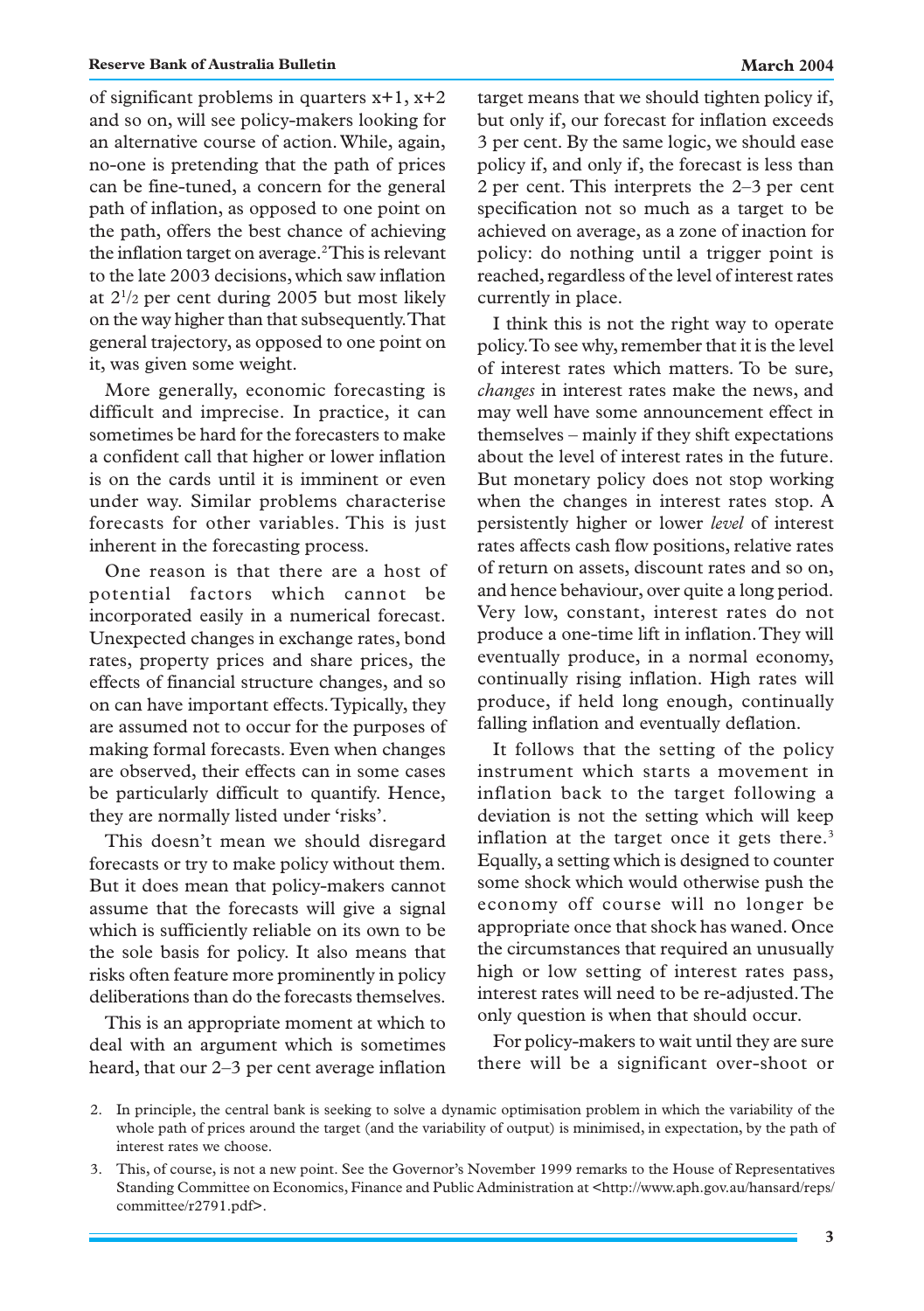of significant problems in quarters x+1, x+2 and so on, will see policy-makers looking for an alternative course of action. While, again, no-one is pretending that the path of prices can be fine-tuned, a concern for the general path of inflation, as opposed to one point on the path, offers the best chance of achieving the inflation target on average.[2] This is relevant to the late 2003 decisions, which saw inflation at $2^1/_2$ per cent during 2005 but most likely on the way higher than that subsequently. That general trajectory, as opposed to one point on it, was given some weight.

More generally, economic forecasting is difficult and imprecise. In practice, it can sometimes be hard for the forecasters to make a confident call that higher or lower inflation is on the cards until it is imminent or even under way. Similar problems characterise forecasts for other variables. This is just inherent in the forecasting process.

One reason is that there are a host of potential factors which cannot be incorporated easily in a numerical forecast. Unexpected changes in exchange rates, bond rates, property prices and share prices, the effects of financial structure changes, and so on can have important effects. Typically, they are assumed not to occur for the purposes of making formal forecasts. Even when changes are observed, their effects can in some cases be particularly difficult to quantify. Hence, they are normally listed under 'risks'.

This doesn't mean we should disregard forecasts or try to make policy without them. But it does mean that policy-makers cannot assume that the forecasts will give a signal which is sufficiently reliable on its own to be the sole basis for policy. It also means that risks often feature more prominently in policy deliberations than do the forecasts themselves.

This is an appropriate moment at which to deal with an argument which is sometimes heard, that our 2–3 per cent average inflation target means that we should tighten policy if, but only if, our forecast for inflation exceeds 3 per cent. By the same logic, we should ease policy if, and only if, the forecast is less than 2 per cent. This interprets the 2–3 per cent specification not so much as a target to be achieved on average, as a zone of inaction for policy: do nothing until a trigger point is reached, regardless of the level of interest rates currently in place.

I think this is not the right way to operate policy. To see why, remember that it is the level of interest rates which matters. To be sure, *changes* in interest rates make the news, and may well have some announcement effect in themselves – mainly if they shift expectations about the level of interest rates in the future. But monetary policy does not stop working when the changes in interest rates stop. A persistently higher or lower *level* of interest rates affects cash flow positions, relative rates of return on assets, discount rates and so on, and hence behaviour, over quite a long period. Very low, constant, interest rates do not produce a one-time lift in inflation. They will eventually produce, in a normal economy, continually rising inflation. High rates will produce, if held long enough, continually falling inflation and eventually deflation.

It follows that the setting of the policy instrument which starts a movement in inflation back to the target following a deviation is not the setting which will keep inflation at the target once it gets there.[3] Equally, a setting which is designed to counter some shock which would otherwise push the economy off course will no longer be appropriate once that shock has waned. Once the circumstances that required an unusually high or low setting of interest rates pass, interest rates will need to be re-adjusted. The only question is when that should occur.

For policy-makers to wait until they are sure there will be a significant over-shoot or

2. In principle, the central bank is seeking to solve a dynamic optimisation problem in which the variability of the whole path of prices around the target (and the variability of output) is minimised, in expectation, by the path of interest rates we choose.

3. This, of course, is not a new point. See the Governor's November 1999 remarks to the House of Representatives Standing Committee on Economics, Finance and Public Administration at <http://www.aph.gov.au/hansard/reps/committee/r2791.pdf>.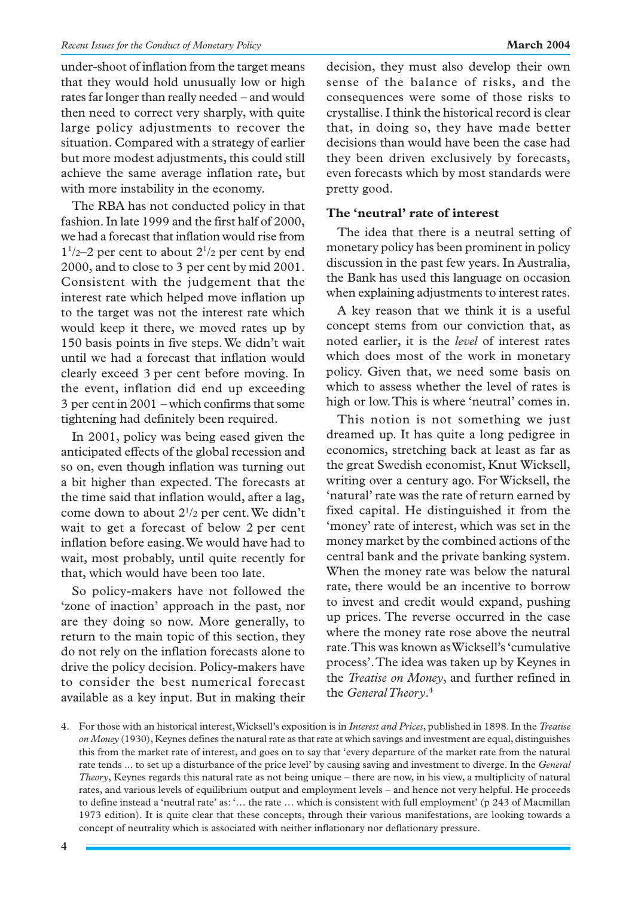under-shoot of inflation from the target means that they would hold unusually low or high rates far longer than really needed – and would then need to correct very sharply, with quite large policy adjustments to recover the situation. Compared with a strategy of earlier but more modest adjustments, this could still achieve the same average inflation rate, but with more instability in the economy.

The RBA has not conducted policy in that fashion. In late 1999 and the first half of 2000, we had a forecast that inflation would rise from $1^1/_2$–2 per cent to about $2^1/_2$ per cent by end 2000, and to close to 3 per cent by mid 2001. Consistent with the judgement that the interest rate which helped move inflation up to the target was not the interest rate which would keep it there, we moved rates up by 150 basis points in five steps. We didn't wait until we had a forecast that inflation would clearly exceed 3 per cent before moving. In the event, inflation did end up exceeding 3 per cent in 2001 – which confirms that some tightening had definitely been required.

In 2001, policy was being eased given the anticipated effects of the global recession and so on, even though inflation was turning out a bit higher than expected. The forecasts at the time said that inflation would, after a lag, come down to about $2^1/_2$ per cent. We didn't wait to get a forecast of below 2 per cent inflation before easing. We would have had to wait, most probably, until quite recently for that, which would have been too late.

So policy-makers have not followed the 'zone of inaction' approach in the past, nor are they doing so now. More generally, to return to the main topic of this section, they do not rely on the inflation forecasts alone to drive the policy decision. Policy-makers have to consider the best numerical forecast available as a key input. But in making their decision, they must also develop their own sense of the balance of risks, and the consequences were some of those risks to crystallise. I think the historical record is clear that, in doing so, they have made better decisions than would have been the case had they been driven exclusively by forecasts, even forecasts which by most standards were pretty good.

### The 'neutral' rate of interest

The idea that there is a neutral setting of monetary policy has been prominent in policy discussion in the past few years. In Australia, the Bank has used this language on occasion when explaining adjustments to interest rates.

A key reason that we think it is a useful concept stems from our conviction that, as noted earlier, it is the *level* of interest rates which does most of the work in monetary policy. Given that, we need some basis on which to assess whether the level of rates is high or low. This is where 'neutral' comes in.

This notion is not something we just dreamed up. It has quite a long pedigree in economics, stretching back at least as far as the great Swedish economist, Knut Wicksell, writing over a century ago. For Wicksell, the 'natural' rate was the rate of return earned by fixed capital. He distinguished it from the 'money' rate of interest, which was set in the money market by the combined actions of the central bank and the private banking system. When the money rate was below the natural rate, there would be an incentive to borrow to invest and credit would expand, pushing up prices. The reverse occurred in the case where the money rate rose above the neutral rate. This was known as Wicksell's 'cumulative process'. The idea was taken up by Keynes in the *Treatise on Money*, and further refined in the *General Theory*.[4]

4. For those with an historical interest, Wicksell's exposition is in *Interest and Prices*, published in 1898. In the *Treatise on Money* (1930), Keynes defines the natural rate as that rate at which savings and investment are equal, distinguishes this from the market rate of interest, and goes on to say that 'every departure of the market rate from the natural rate tends ... to set up a disturbance of the price level' by causing saving and investment to diverge. In the *General Theory*, Keynes regards this natural rate as not being unique – there are now, in his view, a multiplicity of natural rates, and various levels of equilibrium output and employment levels – and hence not very helpful. He proceeds to define instead a 'neutral rate' as: '… the rate … which is consistent with full employment' (p 243 of Macmillan 1973 edition). It is quite clear that these concepts, through their various manifestations, are looking towards a concept of neutrality which is associated with neither inflationary nor deflationary pressure.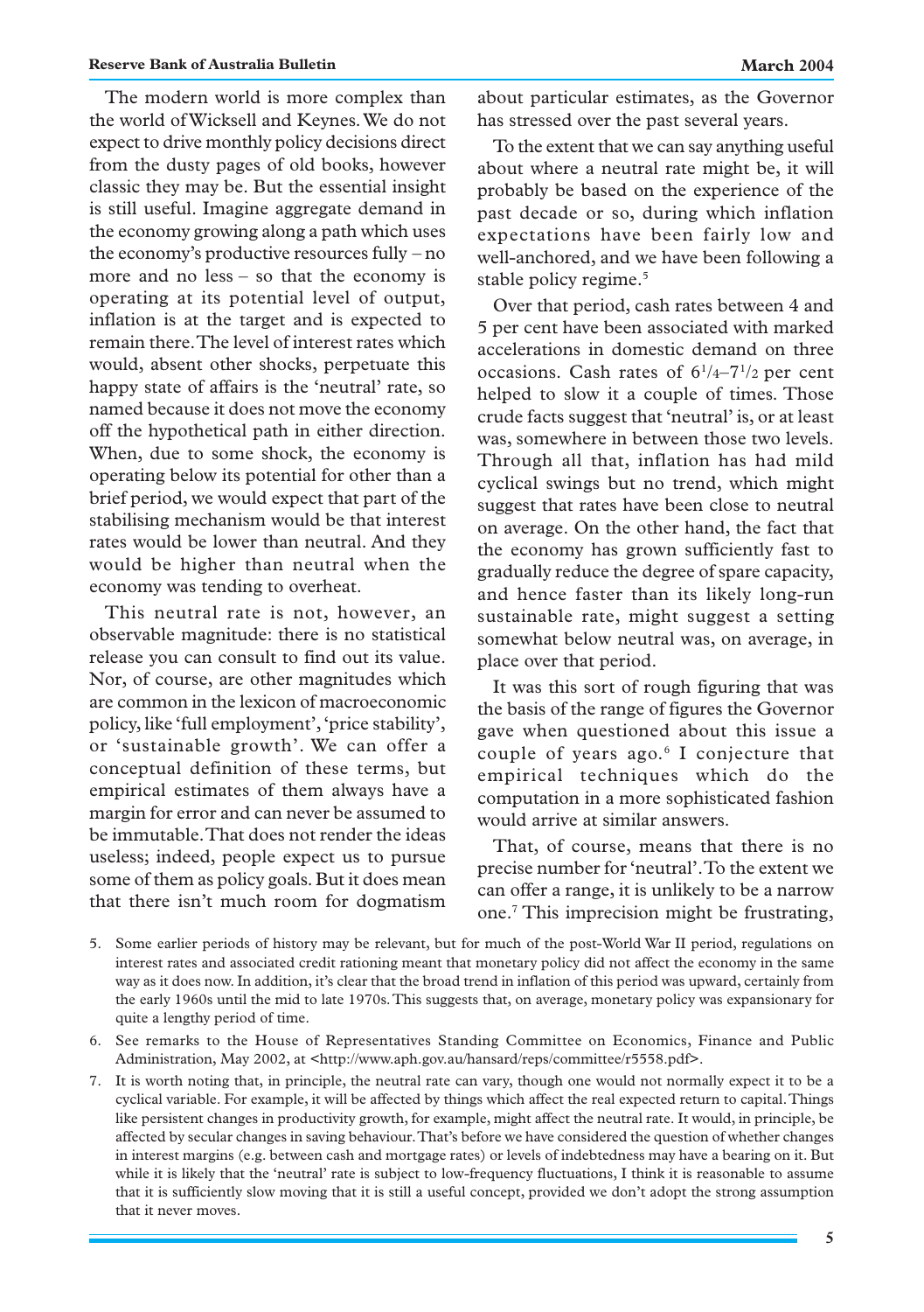The modern world is more complex than the world of Wicksell and Keynes. We do not expect to drive monthly policy decisions direct from the dusty pages of old books, however classic they may be. But the essential insight is still useful. Imagine aggregate demand in the economy growing along a path which uses the economy's productive resources fully – no more and no less – so that the economy is operating at its potential level of output, inflation is at the target and is expected to remain there. The level of interest rates which would, absent other shocks, perpetuate this happy state of affairs is the 'neutral' rate, so named because it does not move the economy off the hypothetical path in either direction. When, due to some shock, the economy is operating below its potential for other than a brief period, we would expect that part of the stabilising mechanism would be that interest rates would be lower than neutral. And they would be higher than neutral when the economy was tending to overheat.

This neutral rate is not, however, an observable magnitude: there is no statistical release you can consult to find out its value. Nor, of course, are other magnitudes which are common in the lexicon of macroeconomic policy, like 'full employment', 'price stability', or 'sustainable growth'. We can offer a conceptual definition of these terms, but empirical estimates of them always have a margin for error and can never be assumed to be immutable. That does not render the ideas useless; indeed, people expect us to pursue some of them as policy goals. But it does mean that there isn't much room for dogmatism about particular estimates, as the Governor has stressed over the past several years.

To the extent that we can say anything useful about where a neutral rate might be, it will probably be based on the experience of the past decade or so, during which inflation expectations have been fairly low and well-anchored, and we have been following a stable policy regime.[5]

Over that period, cash rates between 4 and 5 per cent have been associated with marked accelerations in domestic demand on three occasions. Cash rates of 6¼–7½ per cent helped to slow it a couple of times. Those crude facts suggest that 'neutral' is, or at least was, somewhere in between those two levels. Through all that, inflation has had mild cyclical swings but no trend, which might suggest that rates have been close to neutral on average. On the other hand, the fact that the economy has grown sufficiently fast to gradually reduce the degree of spare capacity, and hence faster than its likely long-run sustainable rate, might suggest a setting somewhat below neutral was, on average, in place over that period.

It was this sort of rough figuring that was the basis of the range of figures the Governor gave when questioned about this issue a couple of years ago.[6] I conjecture that empirical techniques which do the computation in a more sophisticated fashion would arrive at similar answers.

That, of course, means that there is no precise number for 'neutral'. To the extent we can offer a range, it is unlikely to be a narrow one.[7] This imprecision might be frustrating,

5. Some earlier periods of history may be relevant, but for much of the post-World War II period, regulations on interest rates and associated credit rationing meant that monetary policy did not affect the economy in the same way as it does now. In addition, it's clear that the broad trend in inflation of this period was upward, certainly from the early 1960s until the mid to late 1970s. This suggests that, on average, monetary policy was expansionary for quite a lengthy period of time.

6. See remarks to the House of Representatives Standing Committee on Economics, Finance and Public Administration, May 2002, at <http://www.aph.gov.au/hansard/reps/committee/r5558.pdf>.

7. It is worth noting that, in principle, the neutral rate can vary, though one would not normally expect it to be a cyclical variable. For example, it will be affected by things which affect the real expected return to capital. Things like persistent changes in productivity growth, for example, might affect the neutral rate. It would, in principle, be affected by secular changes in saving behaviour. That's before we have considered the question of whether changes in interest margins (e.g. between cash and mortgage rates) or levels of indebtedness may have a bearing on it. But while it is likely that the 'neutral' rate is subject to low-frequency fluctuations, I think it is reasonable to assume that it is sufficiently slow moving that it is still a useful concept, provided we don't adopt the strong assumption that it never moves.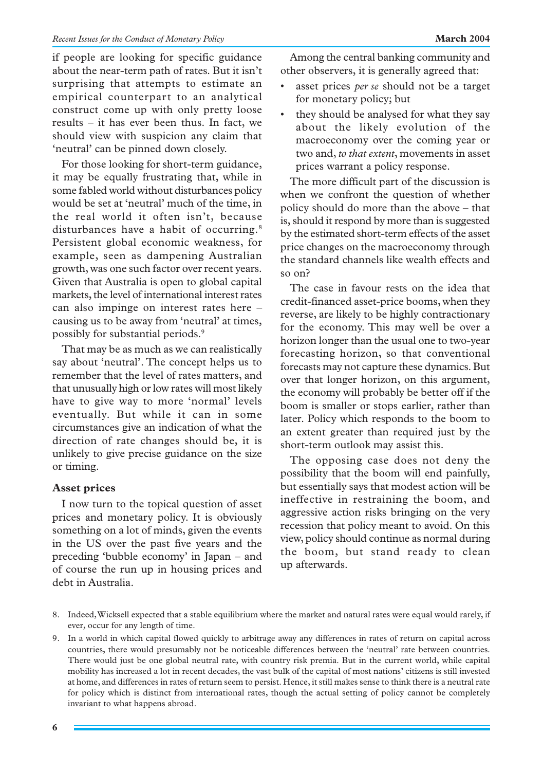if people are looking for specific guidance about the near-term path of rates. But it isn't surprising that attempts to estimate an empirical counterpart to an analytical construct come up with only pretty loose results – it has ever been thus. In fact, we should view with suspicion any claim that 'neutral' can be pinned down closely.

For those looking for short-term guidance, it may be equally frustrating that, while in some fabled world without disturbances policy would be set at 'neutral' much of the time, in the real world it often isn't, because disturbances have a habit of occurring.[8] Persistent global economic weakness, for example, seen as dampening Australian growth, was one such factor over recent years. Given that Australia is open to global capital markets, the level of international interest rates can also impinge on interest rates here – causing us to be away from 'neutral' at times, possibly for substantial periods.[9]

That may be as much as we can realistically say about 'neutral'. The concept helps us to remember that the level of rates matters, and that unusually high or low rates will most likely have to give way to more 'normal' levels eventually. But while it can in some circumstances give an indication of what the direction of rate changes should be, it is unlikely to give precise guidance on the size or timing.

### Asset prices

I now turn to the topical question of asset prices and monetary policy. It is obviously something on a lot of minds, given the events in the US over the past five years and the preceding 'bubble economy' in Japan – and of course the run up in housing prices and debt in Australia.

Among the central banking community and other observers, it is generally agreed that:

- asset prices *per se* should not be a target for monetary policy; but
- they should be analysed for what they say about the likely evolution of the macroeconomy over the coming year or two and, *to that extent*, movements in asset prices warrant a policy response.

The more difficult part of the discussion is when we confront the question of whether policy should do more than the above – that is, should it respond by more than is suggested by the estimated short-term effects of the asset price changes on the macroeconomy through the standard channels like wealth effects and so on?

The case in favour rests on the idea that credit-financed asset-price booms, when they reverse, are likely to be highly contractionary for the economy. This may well be over a horizon longer than the usual one to two-year forecasting horizon, so that conventional forecasts may not capture these dynamics. But over that longer horizon, on this argument, the economy will probably be better off if the boom is smaller or stops earlier, rather than later. Policy which responds to the boom to an extent greater than required just by the short-term outlook may assist this.

The opposing case does not deny the possibility that the boom will end painfully, but essentially says that modest action will be ineffective in restraining the boom, and aggressive action risks bringing on the very recession that policy meant to avoid. On this view, policy should continue as normal during the boom, but stand ready to clean up afterwards.

8. Indeed, Wicksell expected that a stable equilibrium where the market and natural rates were equal would rarely, if ever, occur for any length of time.

9. In a world in which capital flowed quickly to arbitrage away any differences in rates of return on capital across countries, there would presumably not be noticeable differences between the 'neutral' rate between countries. There would just be one global neutral rate, with country risk premia. But in the current world, while capital mobility has increased a lot in recent decades, the vast bulk of the capital of most nations' citizens is still invested at home, and differences in rates of return seem to persist. Hence, it still makes sense to think there is a neutral rate for policy which is distinct from international rates, though the actual setting of policy cannot be completely invariant to what happens abroad.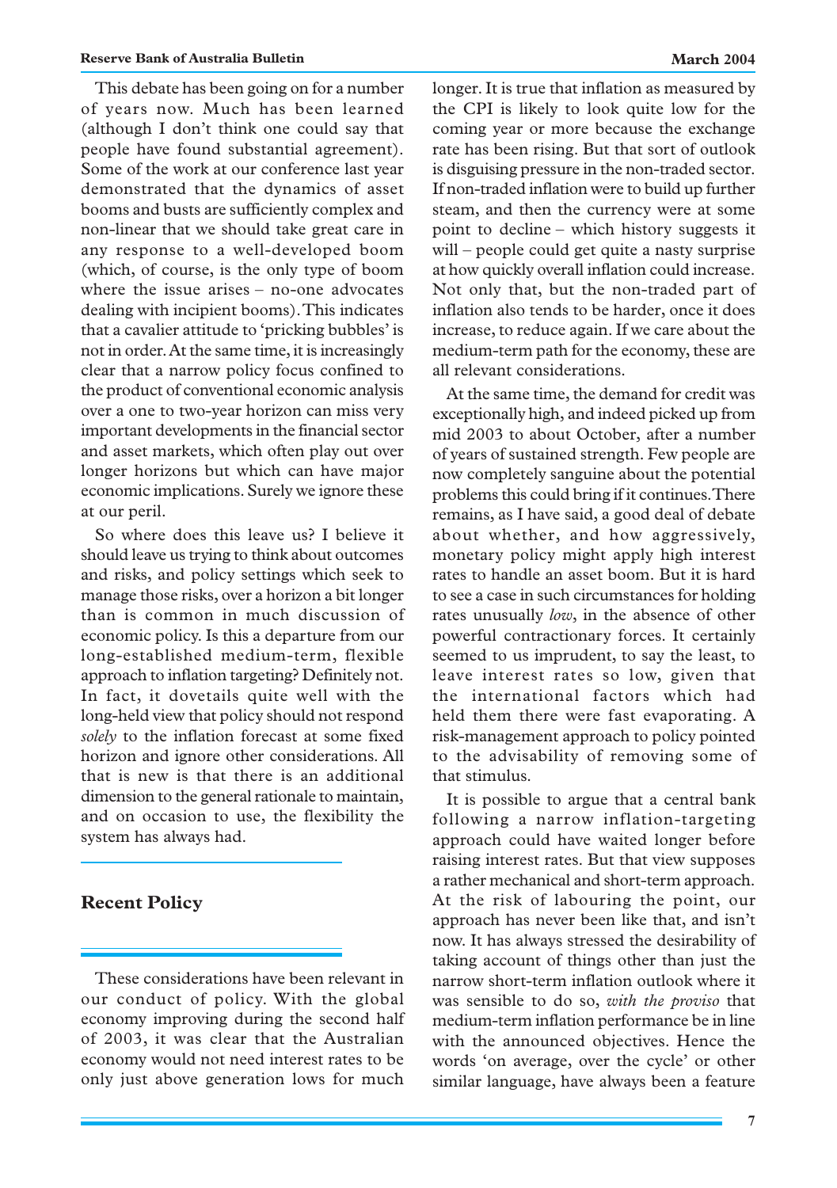This debate has been going on for a number of years now. Much has been learned (although I don't think one could say that people have found substantial agreement). Some of the work at our conference last year demonstrated that the dynamics of asset booms and busts are sufficiently complex and non-linear that we should take great care in any response to a well-developed boom (which, of course, is the only type of boom where the issue arises – no-one advocates dealing with incipient booms). This indicates that a cavalier attitude to 'pricking bubbles' is not in order. At the same time, it is increasingly clear that a narrow policy focus confined to the product of conventional economic analysis over a one to two-year horizon can miss very important developments in the financial sector and asset markets, which often play out over longer horizons but which can have major economic implications. Surely we ignore these at our peril.

So where does this leave us? I believe it should leave us trying to think about outcomes and risks, and policy settings which seek to manage those risks, over a horizon a bit longer than is common in much discussion of economic policy. Is this a departure from our long-established medium-term, flexible approach to inflation targeting? Definitely not. In fact, it dovetails quite well with the long-held view that policy should not respond *solely* to the inflation forecast at some fixed horizon and ignore other considerations. All that is new is that there is an additional dimension to the general rationale to maintain, and on occasion to use, the flexibility the system has always had.

## Recent Policy

These considerations have been relevant in our conduct of policy. With the global economy improving during the second half of 2003, it was clear that the Australian economy would not need interest rates to be only just above generation lows for much longer. It is true that inflation as measured by the CPI is likely to look quite low for the coming year or more because the exchange rate has been rising. But that sort of outlook is disguising pressure in the non-traded sector. If non-traded inflation were to build up further steam, and then the currency were at some point to decline – which history suggests it will – people could get quite a nasty surprise at how quickly overall inflation could increase. Not only that, but the non-traded part of inflation also tends to be harder, once it does increase, to reduce again. If we care about the medium-term path for the economy, these are all relevant considerations.

At the same time, the demand for credit was exceptionally high, and indeed picked up from mid 2003 to about October, after a number of years of sustained strength. Few people are now completely sanguine about the potential problems this could bring if it continues. There remains, as I have said, a good deal of debate about whether, and how aggressively, monetary policy might apply high interest rates to handle an asset boom. But it is hard to see a case in such circumstances for holding rates unusually *low*, in the absence of other powerful contractionary forces. It certainly seemed to us imprudent, to say the least, to leave interest rates so low, given that the international factors which had held them there were fast evaporating. A risk-management approach to policy pointed to the advisability of removing some of that stimulus.

It is possible to argue that a central bank following a narrow inflation-targeting approach could have waited longer before raising interest rates. But that view supposes a rather mechanical and short-term approach. At the risk of labouring the point, our approach has never been like that, and isn't now. It has always stressed the desirability of taking account of things other than just the narrow short-term inflation outlook where it was sensible to do so, *with the proviso* that medium-term inflation performance be in line with the announced objectives. Hence the words 'on average, over the cycle' or other similar language, have always been a feature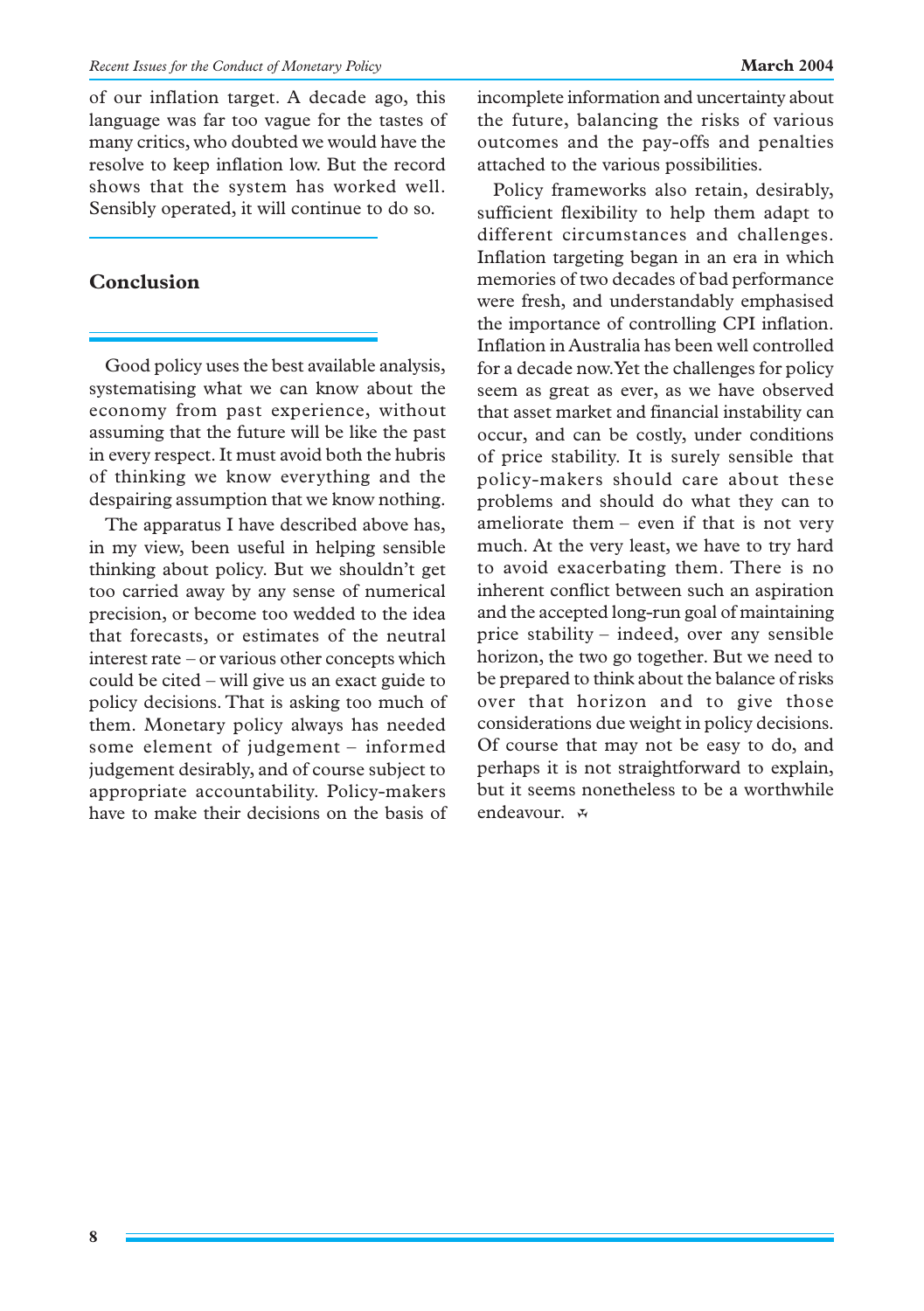of our inflation target. A decade ago, this language was far too vague for the tastes of many critics, who doubted we would have the resolve to keep inflation low. But the record shows that the system has worked well. Sensibly operated, it will continue to do so.

## Conclusion

Good policy uses the best available analysis, systematising what we can know about the economy from past experience, without assuming that the future will be like the past in every respect. It must avoid both the hubris of thinking we know everything and the despairing assumption that we know nothing.

The apparatus I have described above has, in my view, been useful in helping sensible thinking about policy. But we shouldn't get too carried away by any sense of numerical precision, or become too wedded to the idea that forecasts, or estimates of the neutral interest rate – or various other concepts which could be cited – will give us an exact guide to policy decisions. That is asking too much of them. Monetary policy always has needed some element of judgement – informed judgement desirably, and of course subject to appropriate accountability. Policy-makers have to make their decisions on the basis of incomplete information and uncertainty about the future, balancing the risks of various outcomes and the pay-offs and penalties attached to the various possibilities.

Policy frameworks also retain, desirably, sufficient flexibility to help them adapt to different circumstances and challenges. Inflation targeting began in an era in which memories of two decades of bad performance were fresh, and understandably emphasised the importance of controlling CPI inflation. Inflation in Australia has been well controlled for a decade now. Yet the challenges for policy seem as great as ever, as we have observed that asset market and financial instability can occur, and can be costly, under conditions of price stability. It is surely sensible that policy-makers should care about these problems and should do what they can to ameliorate them – even if that is not very much. At the very least, we have to try hard to avoid exacerbating them. There is no inherent conflict between such an aspiration and the accepted long-run goal of maintaining price stability – indeed, over any sensible horizon, the two go together. But we need to be prepared to think about the balance of risks over that horizon and to give those considerations due weight in policy decisions. Of course that may not be easy to do, and perhaps it is not straightforward to explain, but it seems nonetheless to be a worthwhile endeavour.